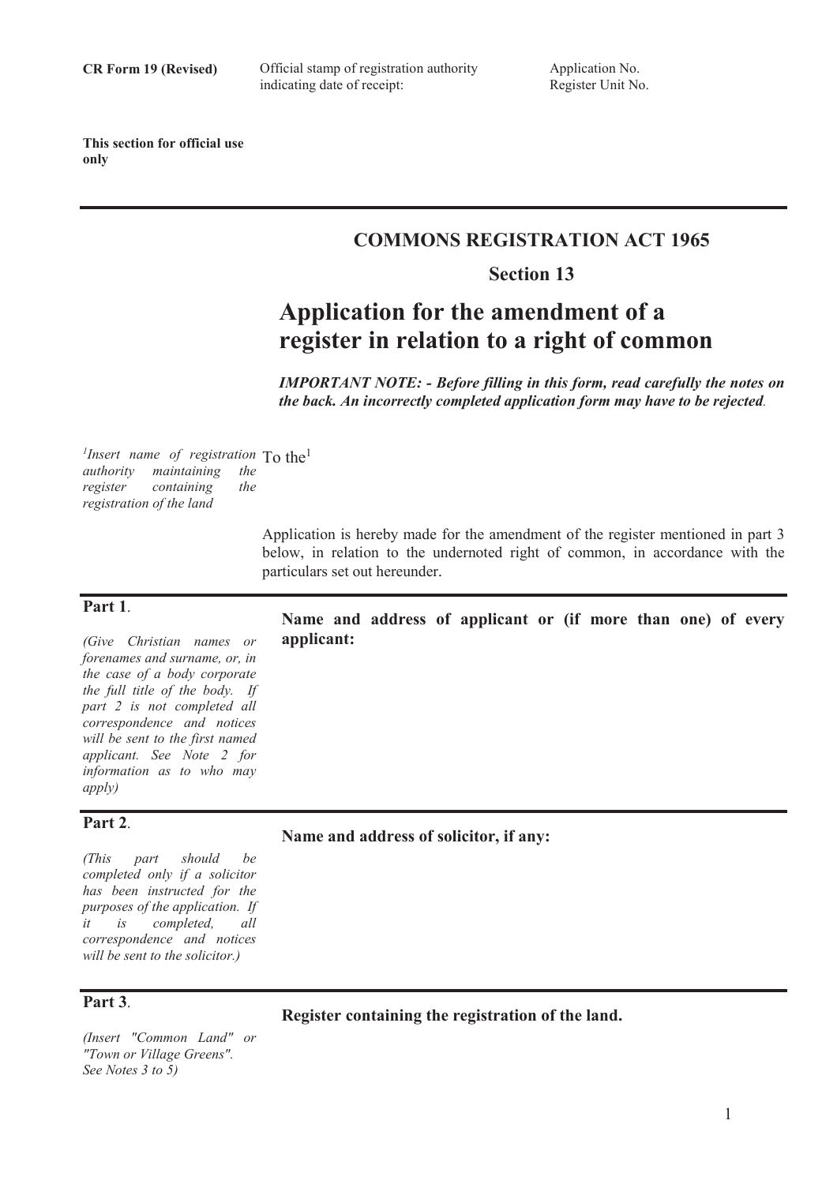**CR Form 19 (Revised)**

Official stamp of registration authority indicating date of receipt:

Application No.
Register Unit No.

**This section for official use only**

---

## COMMONS REGISTRATION ACT 1965

### Section 13

# Application for the amendment of a register in relation to a right of common

***IMPORTANT NOTE: - Before filling in this form, read carefully the notes on the back. An incorrectly completed application form may have to be rejected.***

*[1]Insert name of registration authority maintaining the register containing the registration of the land*

To the[1]

Application is hereby made for the amendment of the register mentioned in part 3 below, in relation to the undernoted right of common, in accordance with the particulars set out hereunder.

---

**Part 1.**

*(Give Christian names or forenames and surname, or, in the case of a body corporate the full title of the body. If part 2 is not completed all correspondence and notices will be sent to the first named applicant. See Note 2 for information as to who may apply)*

**Name and address of applicant or (if more than one) of every applicant:**

---

**Part 2.**

*(This part should be completed only if a solicitor has been instructed for the purposes of the application. If it is completed, all correspondence and notices will be sent to the solicitor.)*

**Name and address of solicitor, if any:**

---

**Part 3.**

*(Insert "Common Land" or "Town or Village Greens". See Notes 3 to 5)*

**Register containing the registration of the land.**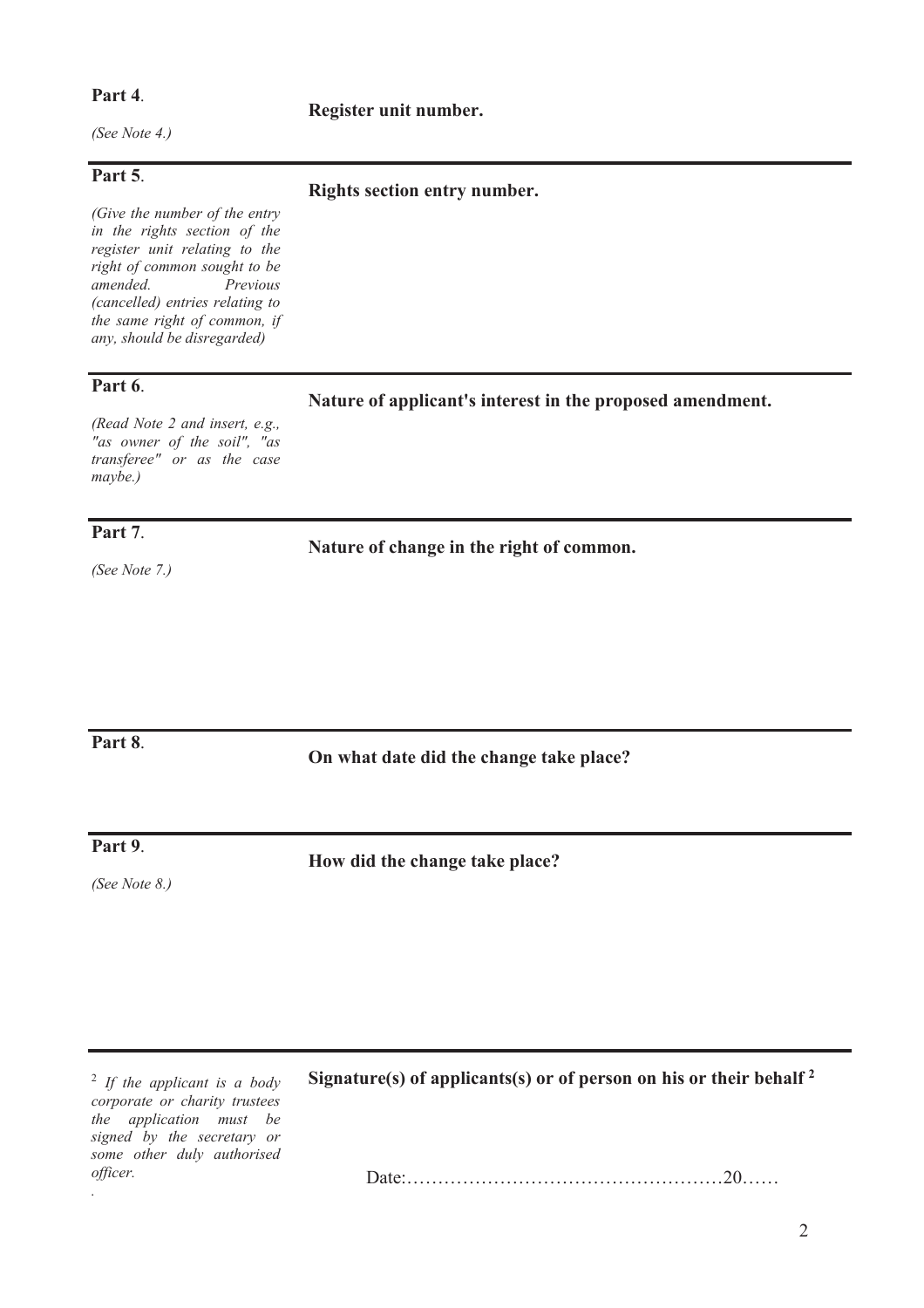**Part 4**.

*(See Note 4.)*

**Register unit number.**

---

**Part 5**.

*(Give the number of the entry in the rights section of the register unit relating to the right of common sought to be amended. Previous (cancelled) entries relating to the same right of common, if any, should be disregarded)*

**Rights section entry number.**

---

**Part 6**.

*(Read Note 2 and insert, e.g., "as owner of the soil", "as transferee" or as the case maybe.)*

**Nature of applicant's interest in the proposed amendment.**

---

**Part 7**.

*(See Note 7.)*

**Nature of change in the right of common.**

---

**Part 8**.

**On what date did the change take place?**

---

**Part 9**.

*(See Note 8.)*

**How did the change take place?**

---

[2] *If the applicant is a body corporate or charity trustees the application must be signed by the secretary or some other duly authorised officer.*

**Signature(s) of applicants(s) or of person on his or their behalf [2]**

Date:……………………………………………20……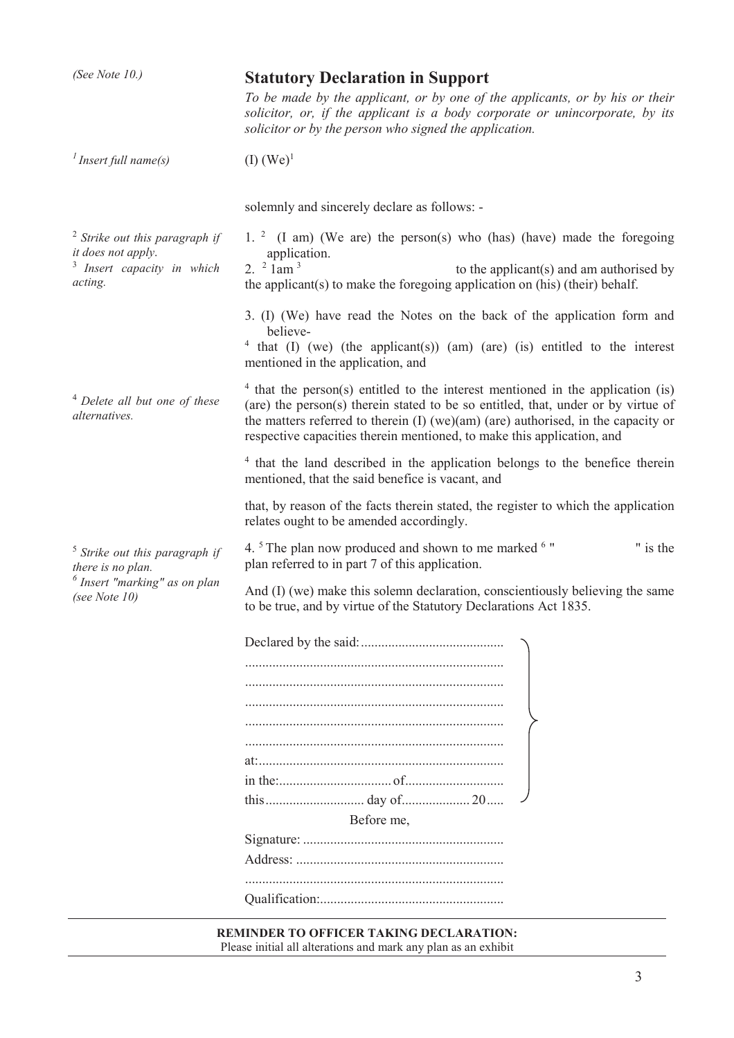*(See Note 10.)*

## Statutory Declaration in Support

*To be made by the applicant, or by one of the applicants, or by his or their solicitor, or, if the applicant is a body corporate or unincorporate, by its solicitor or by the person who signed the application.*

*[1] Insert full name(s)*

(I) (We)[1]

solemnly and sincerely declare as follows: -

*[2] Strike out this paragraph if it does not apply.*
*[3] Insert capacity in which acting.*

1. [2] (I am) (We are) the person(s) who (has) (have) made the foregoing application.
2. [2] 1am [3] to the applicant(s) and am authorised by the applicant(s) to make the foregoing application on (his) (their) behalf.
3. (I) (We) have read the Notes on the back of the application form and believe-

[4] that (I) (we) (the applicant(s)) (am) (are) (is) entitled to the interest mentioned in the application, and

*[4] Delete all but one of these alternatives.*

[4] that the person(s) entitled to the interest mentioned in the application (is) (are) the person(s) therein stated to be so entitled, that, under or by virtue of the matters referred to therein (I) (we)(am) (are) authorised, in the capacity or respective capacities therein mentioned, to make this application, and

[4] that the land described in the application belongs to the benefice therein mentioned, that the said benefice is vacant, and

that, by reason of the facts therein stated, the register to which the application relates ought to be amended accordingly.

*[5] Strike out this paragraph if there is no plan.*
*[6] Insert "marking" as on plan (see Note 10)*

4. [5] The plan now produced and shown to me marked [6] "                    " is the plan referred to in part 7 of this application.

And (I) (we) make this solemn declaration, conscientiously believing the same to be true, and by virtue of the Statutory Declarations Act 1835.

Declared by the said:..........................................
...........................................................................
...........................................................................
...........................................................................
...........................................................................
...........................................................................
at:........................................................................
in the:................................ of............................
this............................ day of.................... 20.....

Before me,

Signature: ..........................................................
Address: ............................................................
...........................................................................
Qualification:.....................................................

**REMINDER TO OFFICER TAKING DECLARATION:**
Please initial all alterations and mark any plan as an exhibit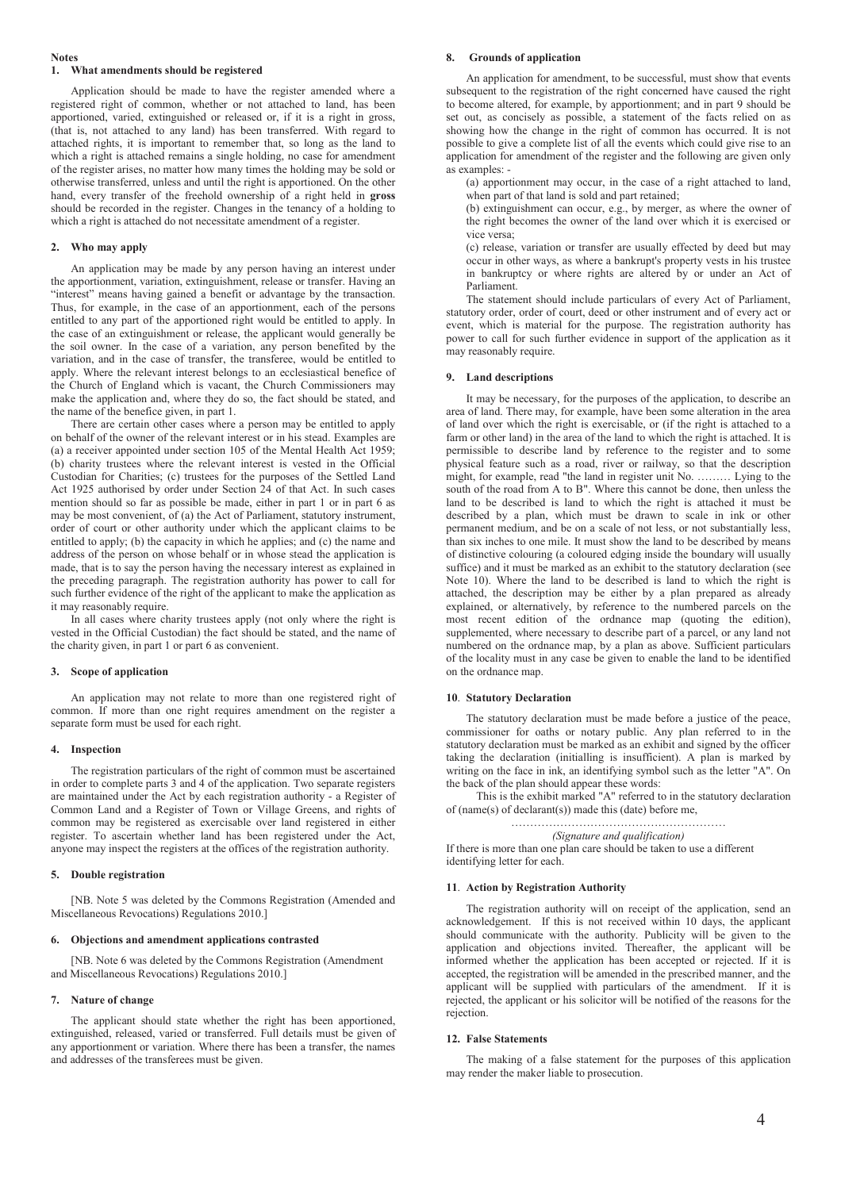**Notes**

## 1. What amendments should be registered

Application should be made to have the register amended where a registered right of common, whether or not attached to land, has been apportioned, varied, extinguished or released or, if it is a right in gross, (that is, not attached to any land) has been transferred. With regard to attached rights, it is important to remember that, so long as the land to which a right is attached remains a single holding, no case for amendment of the register arises, no matter how many times the holding may be sold or otherwise transferred, unless and until the right is apportioned. On the other hand, every transfer of the freehold ownership of a right held in **gross** should be recorded in the register. Changes in the tenancy of a holding to which a right is attached do not necessitate amendment of a register.

## 2. Who may apply

An application may be made by any person having an interest under the apportionment, variation, extinguishment, release or transfer. Having an "interest" means having gained a benefit or advantage by the transaction. Thus, for example, in the case of an apportionment, each of the persons entitled to any part of the apportioned right would be entitled to apply. In the case of an extinguishment or release, the applicant would generally be the soil owner. In the case of a variation, any person benefited by the variation, and in the case of transfer, the transferee, would be entitled to apply. Where the relevant interest belongs to an ecclesiastical benefice of the Church of England which is vacant, the Church Commissioners may make the application and, where they do so, the fact should be stated, and the name of the benefice given, in part 1.

There are certain other cases where a person may be entitled to apply on behalf of the owner of the relevant interest or in his stead. Examples are (a) a receiver appointed under section 105 of the Mental Health Act 1959; (b) charity trustees where the relevant interest is vested in the Official Custodian for Charities; (c) trustees for the purposes of the Settled Land Act 1925 authorised by order under Section 24 of that Act. In such cases mention should so far as possible be made, either in part 1 or in part 6 as may be most convenient, of (a) the Act of Parliament, statutory instrument, order of court or other authority under which the applicant claims to be entitled to apply; (b) the capacity in which he applies; and (c) the name and address of the person on whose behalf or in whose stead the application is made, that is to say the person having the necessary interest as explained in the preceding paragraph. The registration authority has power to call for such further evidence of the right of the applicant to make the application as it may reasonably require.

In all cases where charity trustees apply (not only where the right is vested in the Official Custodian) the fact should be stated, and the name of the charity given, in part 1 or part 6 as convenient.

## 3. Scope of application

An application may not relate to more than one registered right of common. If more than one right requires amendment on the register a separate form must be used for each right.

## 4. Inspection

The registration particulars of the right of common must be ascertained in order to complete parts 3 and 4 of the application. Two separate registers are maintained under the Act by each registration authority - a Register of Common Land and a Register of Town or Village Greens, and rights of common may be registered as exercisable over land registered in either register. To ascertain whether land has been registered under the Act, anyone may inspect the registers at the offices of the registration authority.

## 5. Double registration

[NB. Note 5 was deleted by the Commons Registration (Amended and Miscellaneous Revocations) Regulations 2010.]

## 6. Objections and amendment applications contrasted

[NB. Note 6 was deleted by the Commons Registration (Amendment and Miscellaneous Revocations) Regulations 2010.]

## 7. Nature of change

The applicant should state whether the right has been apportioned, extinguished, released, varied or transferred. Full details must be given of any apportionment or variation. Where there has been a transfer, the names and addresses of the transferees must be given.

## 8. Grounds of application

An application for amendment, to be successful, must show that events subsequent to the registration of the right concerned have caused the right to become altered, for example, by apportionment; and in part 9 should be set out, as concisely as possible, a statement of the facts relied on as showing how the change in the right of common has occurred. It is not possible to give a complete list of all the events which could give rise to an application for amendment of the register and the following are given only as examples: -

(a) apportionment may occur, in the case of a right attached to land, when part of that land is sold and part retained;

(b) extinguishment can occur, e.g., by merger, as where the owner of the right becomes the owner of the land over which it is exercised or vice versa;

(c) release, variation or transfer are usually effected by deed but may occur in other ways, as where a bankrupt's property vests in his trustee in bankruptcy or where rights are altered by or under an Act of Parliament.

The statement should include particulars of every Act of Parliament, statutory order, order of court, deed or other instrument and of every act or event, which is material for the purpose. The registration authority has power to call for such further evidence in support of the application as it may reasonably require.

## 9. Land descriptions

It may be necessary, for the purposes of the application, to describe an area of land. There may, for example, have been some alteration in the area of land over which the right is exercisable, or (if the right is attached to a farm or other land) in the area of the land to which the right is attached. It is permissible to describe land by reference to the register and to some physical feature such as a road, river or railway, so that the description might, for example, read "the land in register unit No. ……… Lying to the south of the road from A to B". Where this cannot be done, then unless the land to be described is land to which the right is attached it must be described by a plan, which must be drawn to scale in ink or other permanent medium, and be on a scale of not less, or not substantially less, than six inches to one mile. It must show the land to be described by means of distinctive colouring (a coloured edging inside the boundary will usually suffice) and it must be marked as an exhibit to the statutory declaration (see Note 10). Where the land to be described is land to which the right is attached, the description may be either by a plan prepared as already explained, or alternatively, by reference to the numbered parcels on the most recent edition of the ordnance map (quoting the edition), supplemented, where necessary to describe part of a parcel, or any land not numbered on the ordnance map, by a plan as above. Sufficient particulars of the locality must in any case be given to enable the land to be identified on the ordnance map.

## 10. Statutory Declaration

The statutory declaration must be made before a justice of the peace, commissioner for oaths or notary public. Any plan referred to in the statutory declaration must be marked as an exhibit and signed by the officer taking the declaration (initialling is insufficient). A plan is marked by writing on the face in ink, an identifying symbol such as the letter "A". On the back of the plan should appear these words:

This is the exhibit marked "A" referred to in the statutory declaration of (name(s) of declarant(s)) made this (date) before me,

…………………………………………………

*(Signature and qualification)*

If there is more than one plan care should be taken to use a different identifying letter for each.

## 11. Action by Registration Authority

The registration authority will on receipt of the application, send an acknowledgement. If this is not received within 10 days, the applicant should communicate with the authority. Publicity will be given to the application and objections invited. Thereafter, the applicant will be informed whether the application has been accepted or rejected. If it is accepted, the registration will be amended in the prescribed manner, and the applicant will be supplied with particulars of the amendment. If it is rejected, the applicant or his solicitor will be notified of the reasons for the rejection.

## 12. False Statements

The making of a false statement for the purposes of this application may render the maker liable to prosecution.